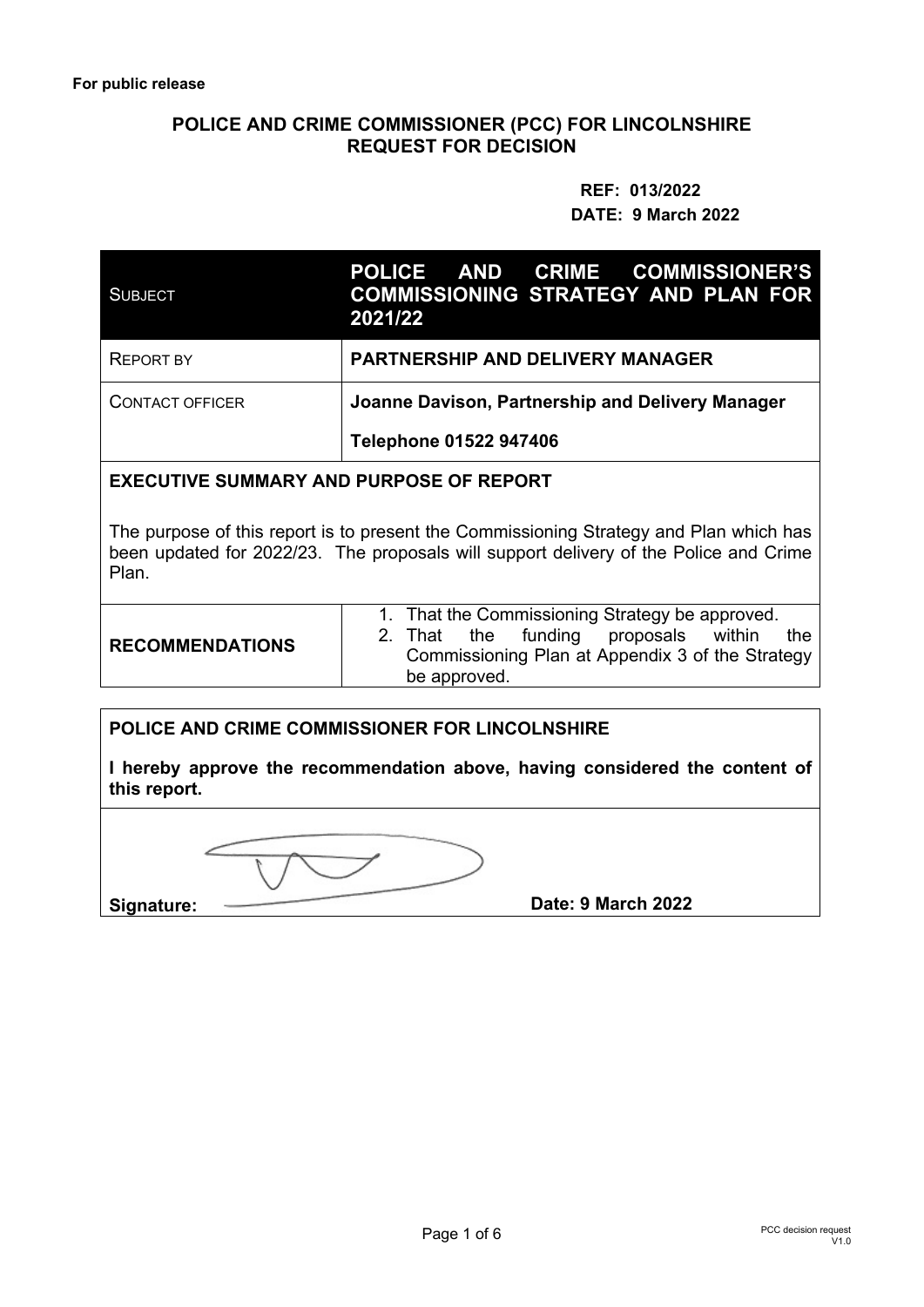**For public release**

## POLICE AND CRIME COMMISSIONER (PCC) FOR LINCOLNSHIRE REQUEST FOR DECISION

**REF: 013/2022**

**DATE: 9 March 2022**

| SUBJECT | POLICE AND CRIME COMMISSIONER'S COMMISSIONING STRATEGY AND PLAN FOR 2021/22 |
|---|---|
| REPORT BY | **PARTNERSHIP AND DELIVERY MANAGER** |
| CONTACT OFFICER | **Joanne Davison, Partnership and Delivery Manager**<br>**Telephone 01522 947406** |

**EXECUTIVE SUMMARY AND PURPOSE OF REPORT**

The purpose of this report is to present the Commissioning Strategy and Plan which has been updated for 2022/23. The proposals will support delivery of the Police and Crime Plan.

| **RECOMMENDATIONS** | 1. That the Commissioning Strategy be approved.<br>2. That the funding proposals within the Commissioning Plan at Appendix 3 of the Strategy be approved. |
|---|---|

**POLICE AND CRIME COMMISSIONER FOR LINCOLNSHIRE**

**I hereby approve the recommendation above, having considered the content of this report.**

**Signature:** **Date: 9 March 2022**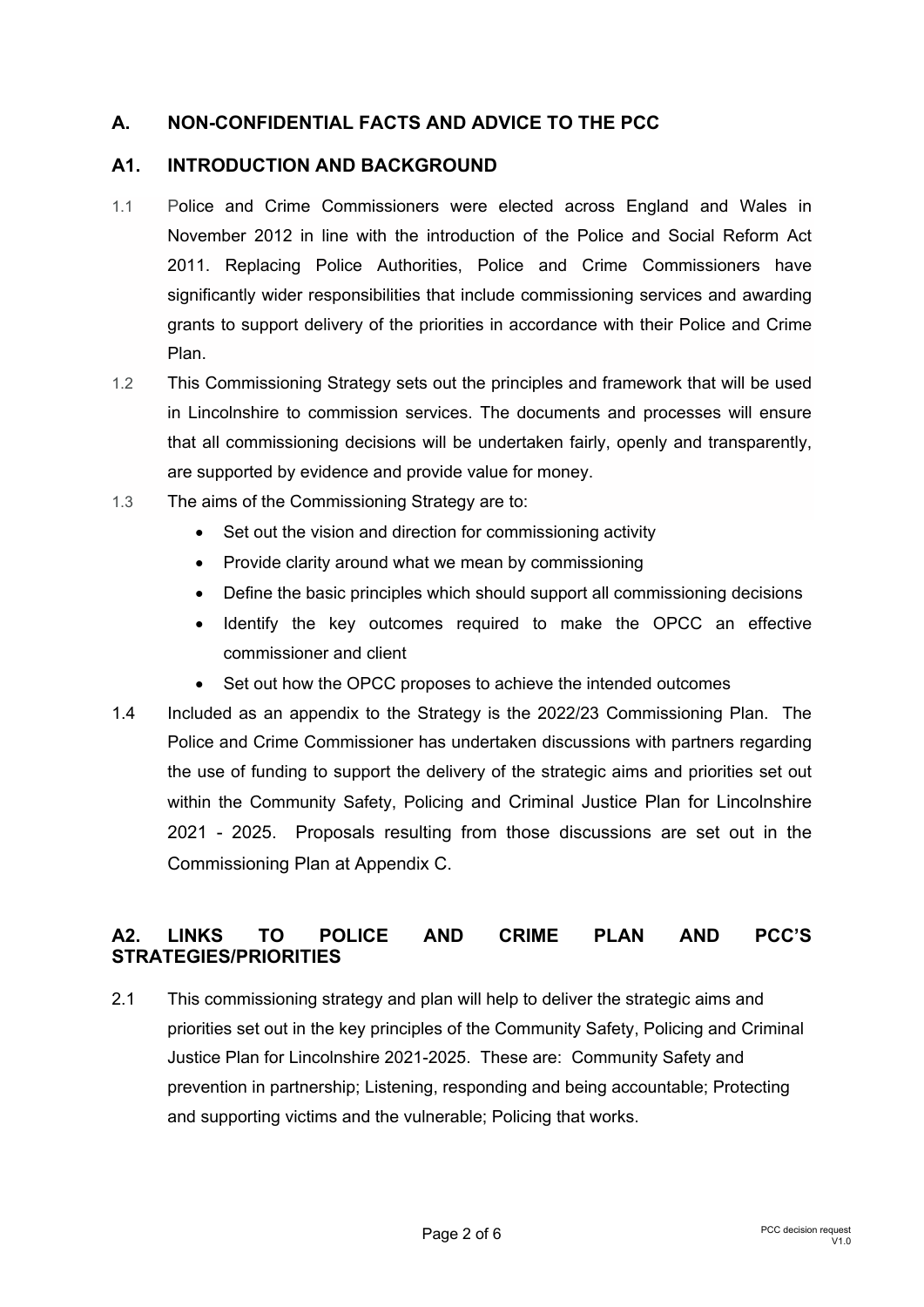## A. NON-CONFIDENTIAL FACTS AND ADVICE TO THE PCC

### A1. INTRODUCTION AND BACKGROUND

1.1 Police and Crime Commissioners were elected across England and Wales in November 2012 in line with the introduction of the Police and Social Reform Act 2011. Replacing Police Authorities, Police and Crime Commissioners have significantly wider responsibilities that include commissioning services and awarding grants to support delivery of the priorities in accordance with their Police and Crime Plan.

1.2 This Commissioning Strategy sets out the principles and framework that will be used in Lincolnshire to commission services. The documents and processes will ensure that all commissioning decisions will be undertaken fairly, openly and transparently, are supported by evidence and provide value for money.

1.3 The aims of the Commissioning Strategy are to:

- Set out the vision and direction for commissioning activity
- Provide clarity around what we mean by commissioning
- Define the basic principles which should support all commissioning decisions
- Identify the key outcomes required to make the OPCC an effective commissioner and client
- Set out how the OPCC proposes to achieve the intended outcomes

1.4 Included as an appendix to the Strategy is the 2022/23 Commissioning Plan. The Police and Crime Commissioner has undertaken discussions with partners regarding the use of funding to support the delivery of the strategic aims and priorities set out within the Community Safety, Policing and Criminal Justice Plan for Lincolnshire 2021 - 2025. Proposals resulting from those discussions are set out in the Commissioning Plan at Appendix C.

### A2. LINKS TO POLICE AND CRIME PLAN AND PCC'S STRATEGIES/PRIORITIES

2.1 This commissioning strategy and plan will help to deliver the strategic aims and priorities set out in the key principles of the Community Safety, Policing and Criminal Justice Plan for Lincolnshire 2021-2025. These are: Community Safety and prevention in partnership; Listening, responding and being accountable; Protecting and supporting victims and the vulnerable; Policing that works.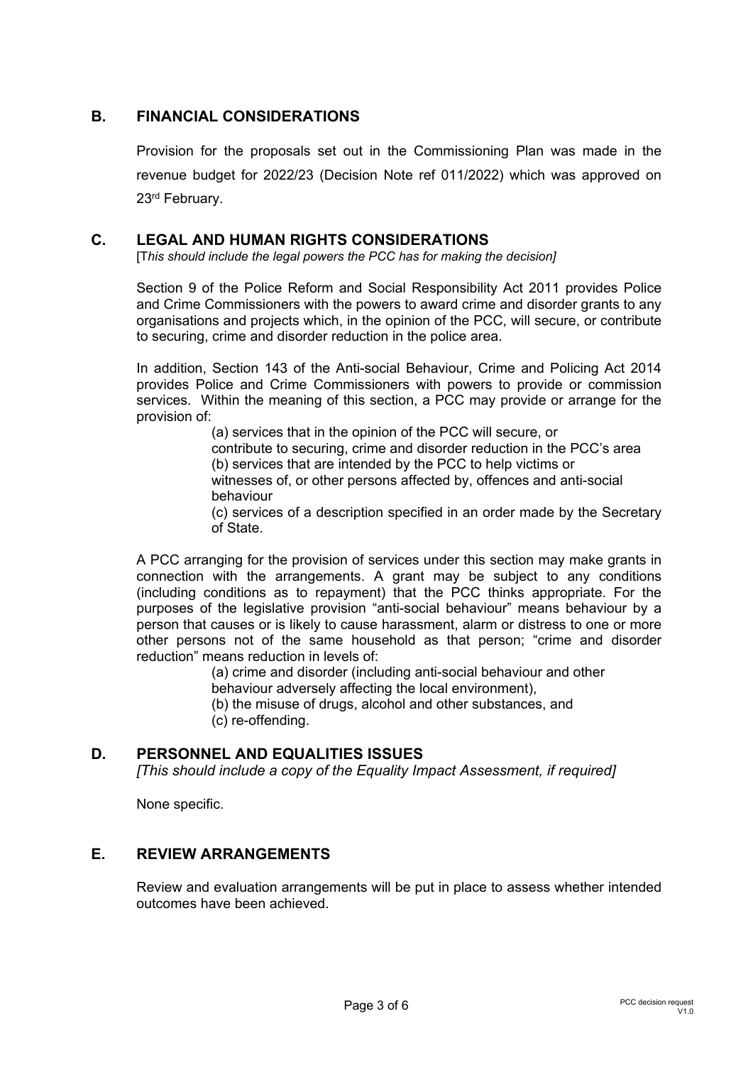## B. FINANCIAL CONSIDERATIONS

Provision for the proposals set out in the Commissioning Plan was made in the revenue budget for 2022/23 (Decision Note ref 011/2022) which was approved on 23rd February.

## C. LEGAL AND HUMAN RIGHTS CONSIDERATIONS

[*This should include the legal powers the PCC has for making the decision]*

Section 9 of the Police Reform and Social Responsibility Act 2011 provides Police and Crime Commissioners with the powers to award crime and disorder grants to any organisations and projects which, in the opinion of the PCC, will secure, or contribute to securing, crime and disorder reduction in the police area.

In addition, Section 143 of the Anti-social Behaviour, Crime and Policing Act 2014 provides Police and Crime Commissioners with powers to provide or commission services. Within the meaning of this section, a PCC may provide or arrange for the provision of:

> (a) services that in the opinion of the PCC will secure, or contribute to securing, crime and disorder reduction in the PCC's area
> (b) services that are intended by the PCC to help victims or witnesses of, or other persons affected by, offences and anti-social behaviour
> (c) services of a description specified in an order made by the Secretary of State.

A PCC arranging for the provision of services under this section may make grants in connection with the arrangements. A grant may be subject to any conditions (including conditions as to repayment) that the PCC thinks appropriate. For the purposes of the legislative provision "anti-social behaviour" means behaviour by a person that causes or is likely to cause harassment, alarm or distress to one or more other persons not of the same household as that person; "crime and disorder reduction" means reduction in levels of:

> (a) crime and disorder (including anti-social behaviour and other behaviour adversely affecting the local environment),
> (b) the misuse of drugs, alcohol and other substances, and
> (c) re-offending.

## D. PERSONNEL AND EQUALITIES ISSUES

*[This should include a copy of the Equality Impact Assessment, if required]*

None specific.

## E. REVIEW ARRANGEMENTS

Review and evaluation arrangements will be put in place to assess whether intended outcomes have been achieved.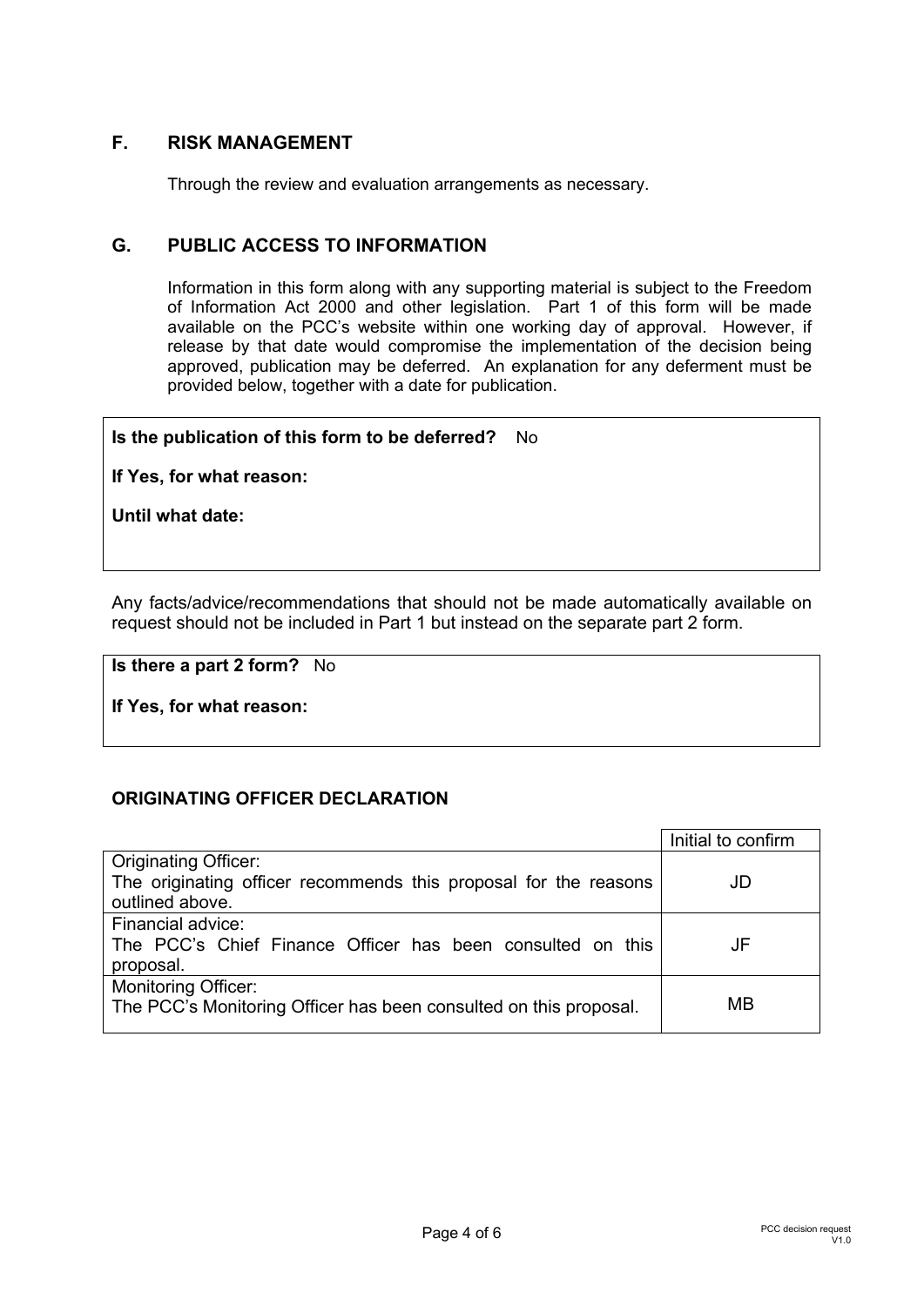## F. RISK MANAGEMENT

Through the review and evaluation arrangements as necessary.

## G. PUBLIC ACCESS TO INFORMATION

Information in this form along with any supporting material is subject to the Freedom of Information Act 2000 and other legislation. Part 1 of this form will be made available on the PCC's website within one working day of approval. However, if release by that date would compromise the implementation of the decision being approved, publication may be deferred. An explanation for any deferment must be provided below, together with a date for publication.

**Is the publication of this form to be deferred?** No

**If Yes, for what reason:**

**Until what date:**

Any facts/advice/recommendations that should not be made automatically available on request should not be included in Part 1 but instead on the separate part 2 form.

**Is there a part 2 form?** No

**If Yes, for what reason:**

### ORIGINATING OFFICER DECLARATION

| | Initial to confirm |
|---|---|
| Originating Officer:<br>The originating officer recommends this proposal for the reasons outlined above. | JD |
| Financial advice:<br>The PCC's Chief Finance Officer has been consulted on this proposal. | JF |
| Monitoring Officer:<br>The PCC's Monitoring Officer has been consulted on this proposal. | MB |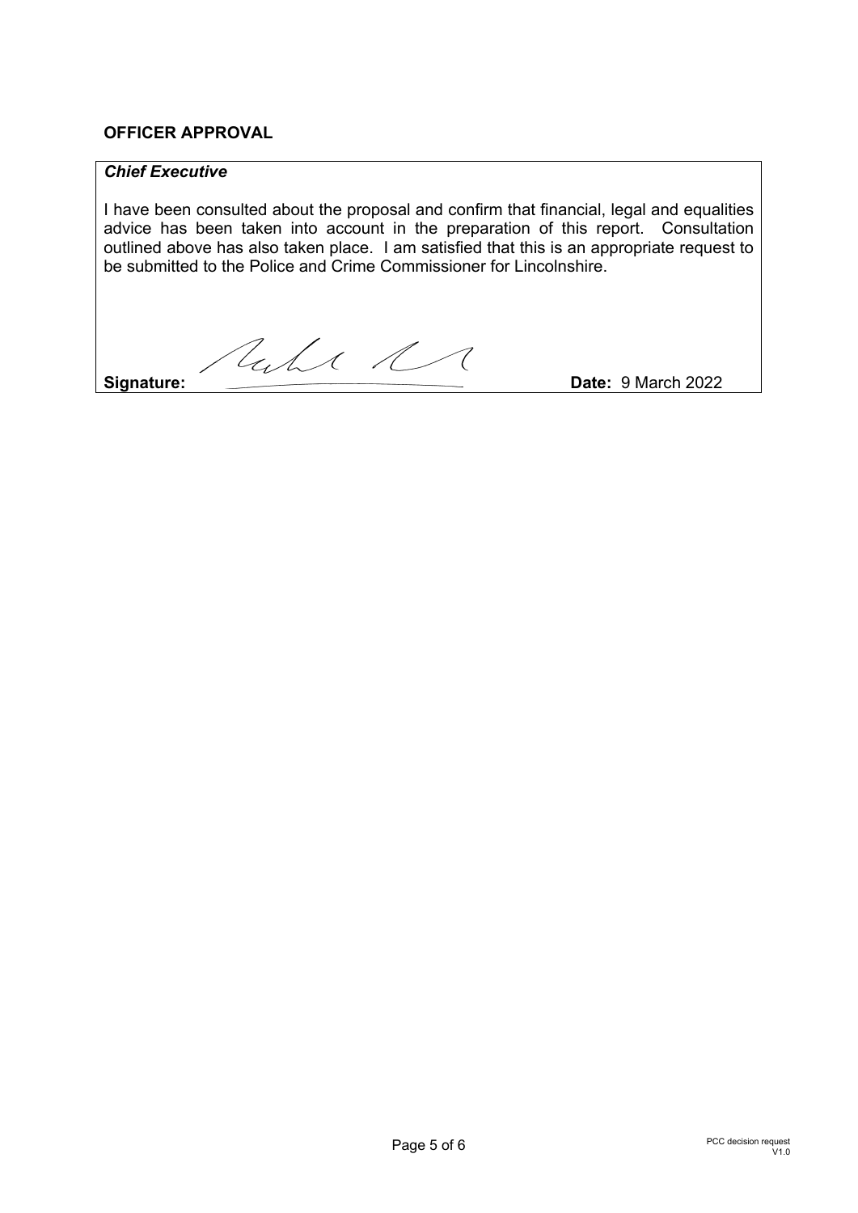**OFFICER APPROVAL**

| *Chief Executive* | |
|---|---|
| I have been consulted about the proposal and confirm that financial, legal and equalities advice has been taken into account in the preparation of this report. Consultation outlined above has also taken place. I am satisfied that this is an appropriate request to be submitted to the Police and Crime Commissioner for Lincolnshire. | |
| **Signature:** | **Date:** 9 March 2022 |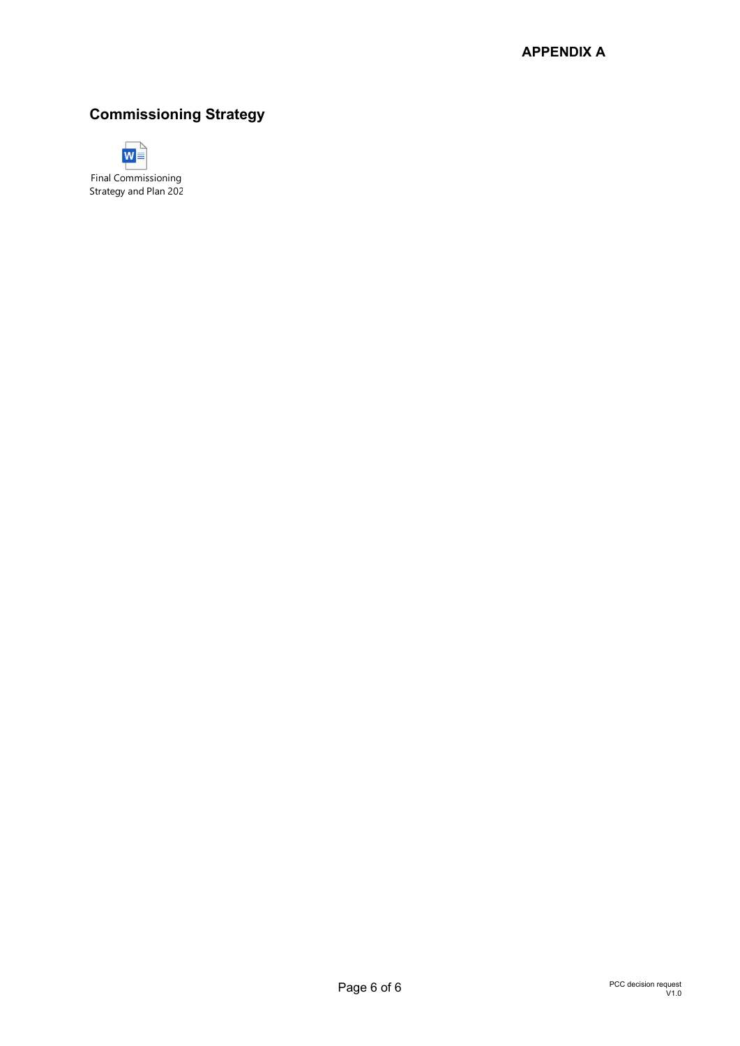**APPENDIX A**

## Commissioning Strategy

Final Commissioning Strategy and Plan 202